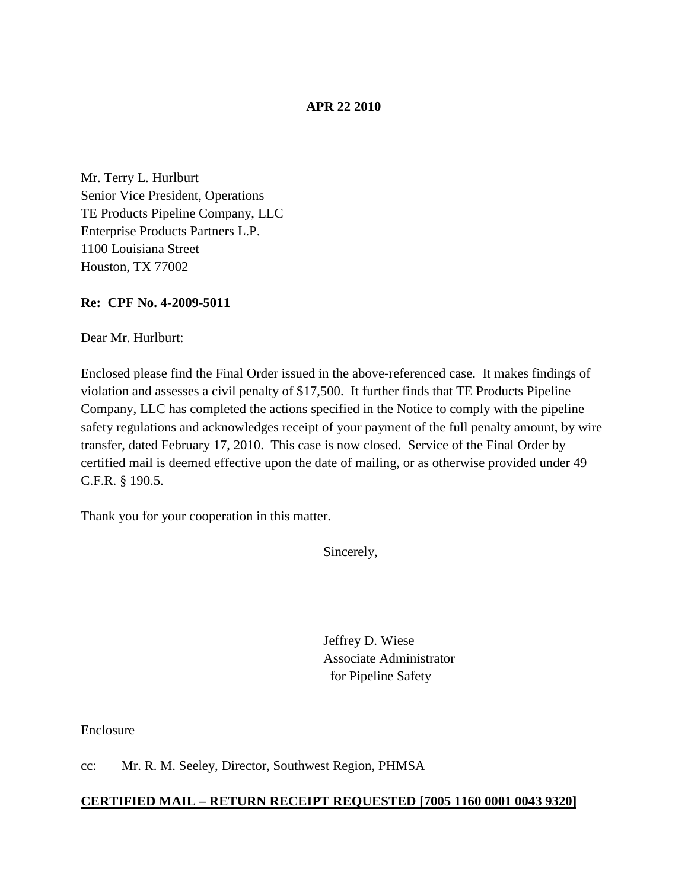**APR 22 2010**

Mr. Terry L. Hurlburt
Senior Vice President, Operations
TE Products Pipeline Company, LLC
Enterprise Products Partners L.P.
1100 Louisiana Street
Houston, TX 77002

**Re: CPF No. 4-2009-5011**

Dear Mr. Hurlburt:

Enclosed please find the Final Order issued in the above-referenced case. It makes findings of violation and assesses a civil penalty of $17,500. It further finds that TE Products Pipeline Company, LLC has completed the actions specified in the Notice to comply with the pipeline safety regulations and acknowledges receipt of your payment of the full penalty amount, by wire transfer, dated February 17, 2010. This case is now closed. Service of the Final Order by certified mail is deemed effective upon the date of mailing, or as otherwise provided under 49 C.F.R. § 190.5.

Thank you for your cooperation in this matter.

Sincerely,

Jeffrey D. Wiese
Associate Administrator
for Pipeline Safety

Enclosure

cc: Mr. R. M. Seeley, Director, Southwest Region, PHMSA

**CERTIFIED MAIL – RETURN RECEIPT REQUESTED [7005 1160 0001 0043 9320]**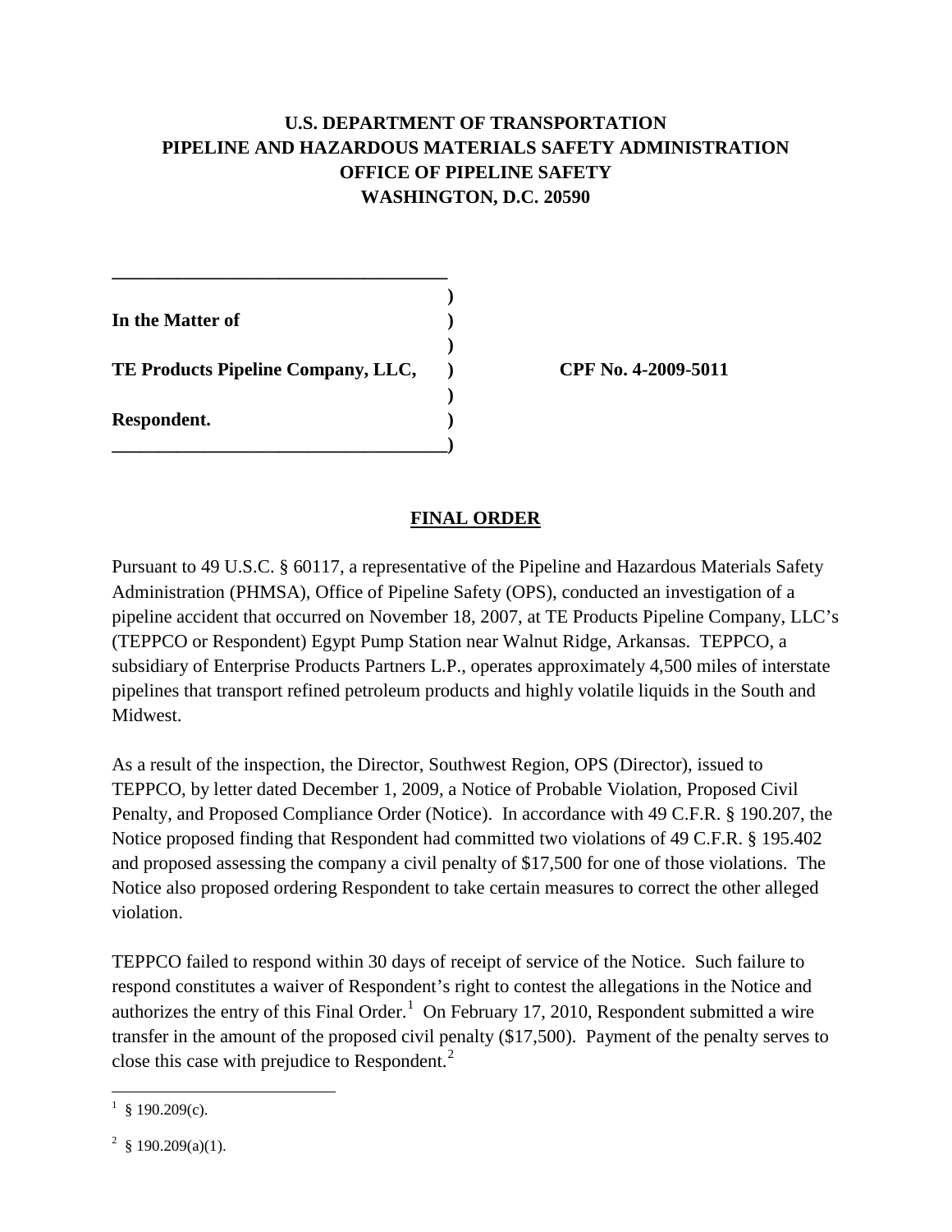**U.S. DEPARTMENT OF TRANSPORTATION**
**PIPELINE AND HAZARDOUS MATERIALS SAFETY ADMINISTRATION**
**OFFICE OF PIPELINE SAFETY**
**WASHINGTON, D.C. 20590**

| | | |
|---|---|---|
| **In the Matter of** | ) | |
| | ) | |
| **TE Products Pipeline Company, LLC,** | ) | **CPF No. 4-2009-5011** |
| | ) | |
| **Respondent.** | ) | |

## FINAL ORDER

Pursuant to 49 U.S.C. § 60117, a representative of the Pipeline and Hazardous Materials Safety Administration (PHMSA), Office of Pipeline Safety (OPS), conducted an investigation of a pipeline accident that occurred on November 18, 2007, at TE Products Pipeline Company, LLC's (TEPPCO or Respondent) Egypt Pump Station near Walnut Ridge, Arkansas. TEPPCO, a subsidiary of Enterprise Products Partners L.P., operates approximately 4,500 miles of interstate pipelines that transport refined petroleum products and highly volatile liquids in the South and Midwest.

As a result of the inspection, the Director, Southwest Region, OPS (Director), issued to TEPPCO, by letter dated December 1, 2009, a Notice of Probable Violation, Proposed Civil Penalty, and Proposed Compliance Order (Notice). In accordance with 49 C.F.R. § 190.207, the Notice proposed finding that Respondent had committed two violations of 49 C.F.R. § 195.402 and proposed assessing the company a civil penalty of $17,500 for one of those violations. The Notice also proposed ordering Respondent to take certain measures to correct the other alleged violation.

TEPPCO failed to respond within 30 days of receipt of service of the Notice. Such failure to respond constitutes a waiver of Respondent's right to contest the allegations in the Notice and authorizes the entry of this Final Order.[1] On February 17, 2010, Respondent submitted a wire transfer in the amount of the proposed civil penalty ($17,500). Payment of the penalty serves to close this case with prejudice to Respondent.[2]

---

[1] § 190.209(c).

[2] § 190.209(a)(1).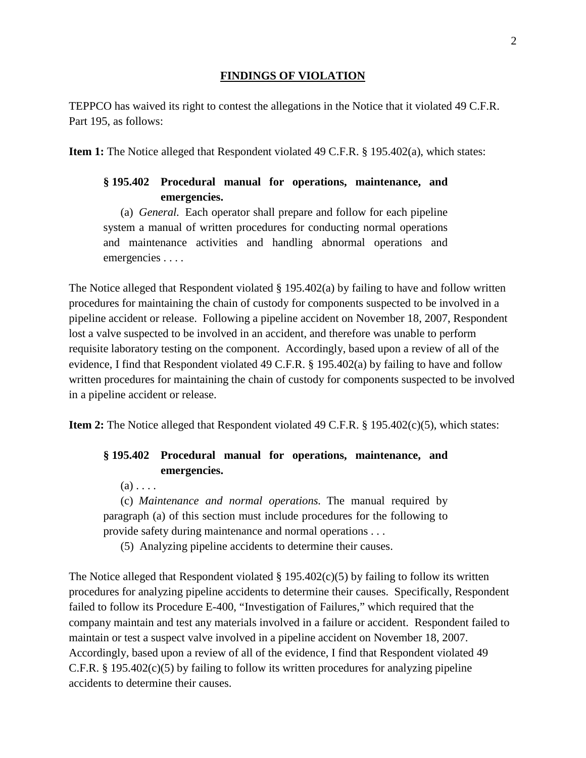## FINDINGS OF VIOLATION

TEPPCO has waived its right to contest the allegations in the Notice that it violated 49 C.F.R. Part 195, as follows:

**Item 1:** The Notice alleged that Respondent violated 49 C.F.R. § 195.402(a), which states:

> **§ 195.402 Procedural manual for operations, maintenance, and emergencies.**
>
> (a) *General.* Each operator shall prepare and follow for each pipeline system a manual of written procedures for conducting normal operations and maintenance activities and handling abnormal operations and emergencies . . . .

The Notice alleged that Respondent violated § 195.402(a) by failing to have and follow written procedures for maintaining the chain of custody for components suspected to be involved in a pipeline accident or release. Following a pipeline accident on November 18, 2007, Respondent lost a valve suspected to be involved in an accident, and therefore was unable to perform requisite laboratory testing on the component. Accordingly, based upon a review of all of the evidence, I find that Respondent violated 49 C.F.R. § 195.402(a) by failing to have and follow written procedures for maintaining the chain of custody for components suspected to be involved in a pipeline accident or release.

**Item 2:** The Notice alleged that Respondent violated 49 C.F.R. § 195.402(c)(5), which states:

> **§ 195.402 Procedural manual for operations, maintenance, and emergencies.**
>
> (a) . . . .
>
> (c) *Maintenance and normal operations.* The manual required by paragraph (a) of this section must include procedures for the following to provide safety during maintenance and normal operations . . .
>
> (5) Analyzing pipeline accidents to determine their causes.

The Notice alleged that Respondent violated § 195.402(c)(5) by failing to follow its written procedures for analyzing pipeline accidents to determine their causes. Specifically, Respondent failed to follow its Procedure E-400, "Investigation of Failures," which required that the company maintain and test any materials involved in a failure or accident. Respondent failed to maintain or test a suspect valve involved in a pipeline accident on November 18, 2007. Accordingly, based upon a review of all of the evidence, I find that Respondent violated 49 C.F.R. § 195.402(c)(5) by failing to follow its written procedures for analyzing pipeline accidents to determine their causes.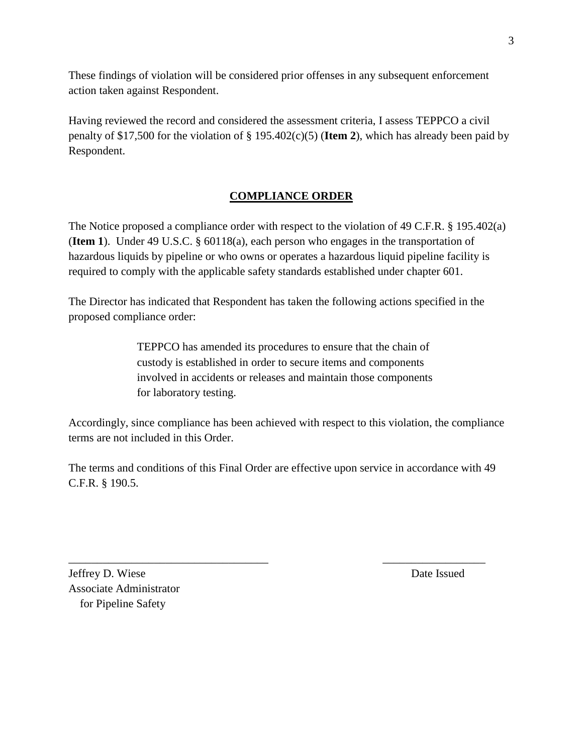These findings of violation will be considered prior offenses in any subsequent enforcement action taken against Respondent.

Having reviewed the record and considered the assessment criteria, I assess TEPPCO a civil penalty of $17,500 for the violation of § 195.402(c)(5) (**Item 2**), which has already been paid by Respondent.

## COMPLIANCE ORDER

The Notice proposed a compliance order with respect to the violation of 49 C.F.R. § 195.402(a) (**Item 1**). Under 49 U.S.C. § 60118(a), each person who engages in the transportation of hazardous liquids by pipeline or who owns or operates a hazardous liquid pipeline facility is required to comply with the applicable safety standards established under chapter 601.

The Director has indicated that Respondent has taken the following actions specified in the proposed compliance order:

> TEPPCO has amended its procedures to ensure that the chain of custody is established in order to secure items and components involved in accidents or releases and maintain those components for laboratory testing.

Accordingly, since compliance has been achieved with respect to this violation, the compliance terms are not included in this Order.

The terms and conditions of this Final Order are effective upon service in accordance with 49 C.F.R. § 190.5.

\_\_\_\_\_\_\_\_\_\_\_\_\_\_\_\_\_\_\_\_\_\_\_\_\_\_\_\_\_\_\_\_\_\_\_ \_\_\_\_\_\_\_\_\_\_\_\_\_\_\_\_\_\_

Jeffrey D. Wiese
Associate Administrator
for Pipeline Safety

Date Issued